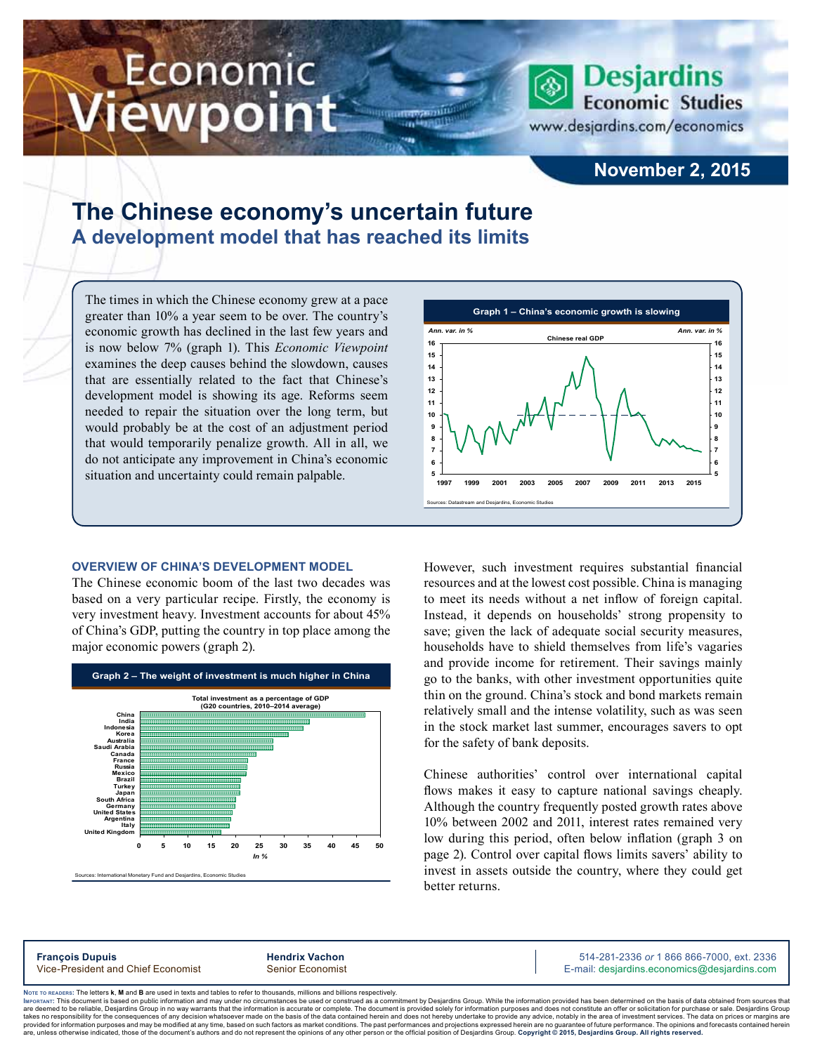# Economic Viewpoint

**Desjardins Economic Studies**
www.desjardins.com/economics

**November 2, 2015**

## The Chinese economy's uncertain future

### A development model that has reached its limits

The times in which the Chinese economy grew at a pace greater than 10% a year seem to be over. The country's economic growth has declined in the last few years and is now below 7% (graph 1). This *Economic Viewpoint* examines the deep causes behind the slowdown, causes that are essentially related to the fact that Chinese's development model is showing its age. Reforms seem needed to repair the situation over the long term, but would probably be at the cost of an adjustment period that would temporarily penalize growth. All in all, we do not anticipate any improvement in China's economic situation and uncertainty could remain palpable.

**Graph 1 – China's economic growth is slowing**

Sources: Datastream and Desjardins, Economic Studies

### OVERVIEW OF CHINA'S DEVELOPMENT MODEL

The Chinese economic boom of the last two decades was based on a very particular recipe. Firstly, the economy is very investment heavy. Investment accounts for about 45% of China's GDP, putting the country in top place among the major economic powers (graph 2).

**Graph 2 – The weight of investment is much higher in China**

Sources: International Monetary Fund and Desjardins, Economic Studies

However, such investment requires substantial financial resources and at the lowest cost possible. China is managing to meet its needs without a net inflow of foreign capital. Instead, it depends on households' strong propensity to save; given the lack of adequate social security measures, households have to shield themselves from life's vagaries and provide income for retirement. Their savings mainly go to the banks, with other investment opportunities quite thin on the ground. China's stock and bond markets remain relatively small and the intense volatility, such as was seen in the stock market last summer, encourages savers to opt for the safety of bank deposits.

Chinese authorities' control over international capital flows makes it easy to capture national savings cheaply. Although the country frequently posted growth rates above 10% between 2002 and 2011, interest rates remained very low during this period, often below inflation (graph 3 on page 2). Control over capital flows limits savers' ability to invest in assets outside the country, where they could get better returns.

**François Dupuis**
Vice-President and Chief Economist

**Hendrix Vachon**
Senior Economist

514-281-2336 *or* 1 866 866-7000, ext. 2336
E-mail: desjardins.economics@desjardins.com

Note to readers: The letters **k**, **M** and **B** are used in texts and tables to refer to thousands, millions and billions respectively.
Important: This document is based on public information and may under no circumstances be used or construed as a commitment by Desjardins Group. While the information provided has been determined on the basis of data obtained from sources that are deemed to be reliable, Desjardins Group in no way warrants that the information is accurate or complete. The document is provided solely for information purposes and does not constitute an offer or solicitation for purchase or sale. Desjardins Group takes no responsibility for the consequences of any decision whatsoever made on the basis of the data contained herein and does not hereby undertake to provide any advice, notably in the area of investment services. The data on prices or margins are provided for information purposes and may be modified at any time, based on such factors as market conditions. The past performances and projections expressed herein are no guarantee of future performance. The opinions and forecasts contained herein are, unless otherwise indicated, those of the document's authors and do not represent the opinions of any other person or the official position of Desjardins Group. **Copyright © 2015, Desjardins Group. All rights reserved.**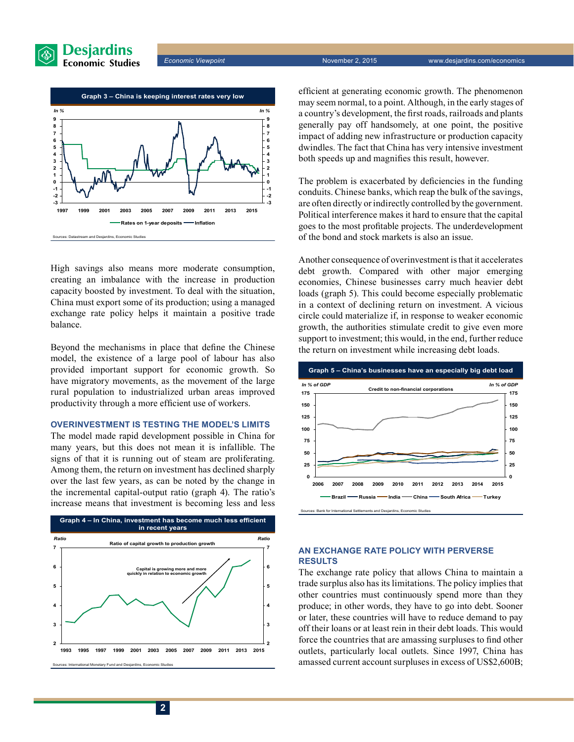**Graph 3 – China is keeping interest rates very low**

Sources: Datastream and Desjardins, Economic Studies

High savings also means more moderate consumption, creating an imbalance with the increase in production capacity boosted by investment. To deal with the situation, China must export some of its production; using a managed exchange rate policy helps it maintain a positive trade balance.

Beyond the mechanisms in place that define the Chinese model, the existence of a large pool of labour has also provided important support for economic growth. So have migratory movements, as the movement of the large rural population to industrialized urban areas improved productivity through a more efficient use of workers.

### OVERINVESTMENT IS TESTING THE MODEL'S LIMITS

The model made rapid development possible in China for many years, but this does not mean it is infallible. The signs of that it is running out of steam are proliferating. Among them, the return on investment has declined sharply over the last few years, as can be noted by the change in the incremental capital-output ratio (graph 4). The ratio's increase means that investment is becoming less and less efficient at generating economic growth. The phenomenon may seem normal, to a point. Although, in the early stages of a country's development, the first roads, railroads and plants generally pay off handsomely, at one point, the positive impact of adding new infrastructure or production capacity dwindles. The fact that China has very intensive investment both speeds up and magnifies this result, however.

**Graph 4 – In China, investment has become much less efficient in recent years**

Sources: International Monetary Fund and Desjardins, Economic Studies

The problem is exacerbated by deficiencies in the funding conduits. Chinese banks, which reap the bulk of the savings, are often directly or indirectly controlled by the government. Political interference makes it hard to ensure that the capital goes to the most profitable projects. The underdevelopment of the bond and stock markets is also an issue.

Another consequence of overinvestment is that it accelerates debt growth. Compared with other major emerging economies, Chinese businesses carry much heavier debt loads (graph 5). This could become especially problematic in a context of declining return on investment. A vicious circle could materialize if, in response to weaker economic growth, the authorities stimulate credit to give even more support to investment; this would, in the end, further reduce the return on investment while increasing debt loads.

**Graph 5 – China's businesses have an especially big debt load**

Sources: Bank for International Settlements and Desjardins, Economic Studies

### AN EXCHANGE RATE POLICY WITH PERVERSE RESULTS

The exchange rate policy that allows China to maintain a trade surplus also has its limitations. The policy implies that other countries must continuously spend more than they produce; in other words, they have to go into debt. Sooner or later, these countries will have to reduce demand to pay off their loans or at least rein in their debt loads. This would force the countries that are amassing surpluses to find other outlets, particularly local outlets. Since 1997, China has amassed current account surpluses in excess of US$2,600B;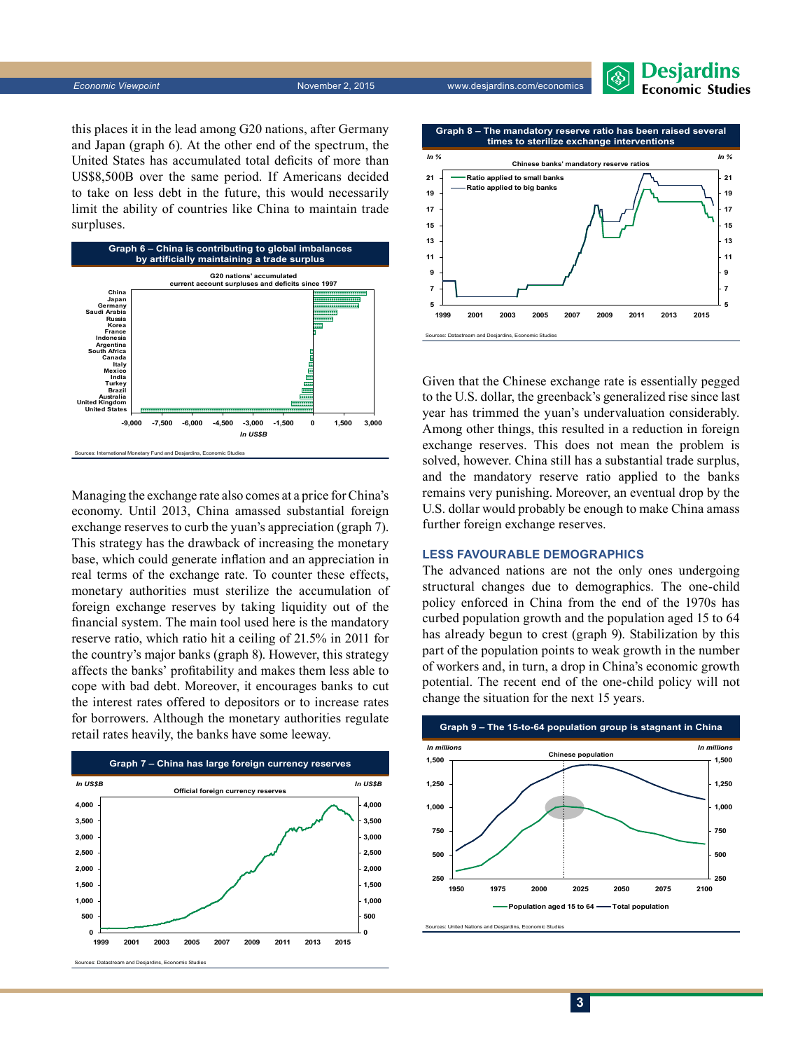this places it in the lead among G20 nations, after Germany and Japan (graph 6). At the other end of the spectrum, the United States has accumulated total deficits of more than US$8,500B over the same period. If Americans decided to take on less debt in the future, this would necessarily limit the ability of countries like China to maintain trade surpluses.

**Graph 6 – China is contributing to global imbalances by artificially maintaining a trade surplus**

Sources: International Monetary Fund and Desjardins, Economic Studies

Managing the exchange rate also comes at a price for China's economy. Until 2013, China amassed substantial foreign exchange reserves to curb the yuan's appreciation (graph 7). This strategy has the drawback of increasing the monetary base, which could generate inflation and an appreciation in real terms of the exchange rate. To counter these effects, monetary authorities must sterilize the accumulation of foreign exchange reserves by taking liquidity out of the financial system. The main tool used here is the mandatory reserve ratio, which ratio hit a ceiling of 21.5% in 2011 for the country's major banks (graph 8). However, this strategy affects the banks' profitability and makes them less able to cope with bad debt. Moreover, it encourages banks to cut the interest rates offered to depositors or to increase rates for borrowers. Although the monetary authorities regulate retail rates heavily, the banks have some leeway.

**Graph 7 – China has large foreign currency reserves**

Sources: Datastream and Desjardins, Economic Studies

**Graph 8 – The mandatory reserve ratio has been raised several times to sterilize exchange interventions**

Sources: Datastream and Desjardins, Economic Studies

Given that the Chinese exchange rate is essentially pegged to the U.S. dollar, the greenback's generalized rise since last year has trimmed the yuan's undervaluation considerably. Among other things, this resulted in a reduction in foreign exchange reserves. This does not mean the problem is solved, however. China still has a substantial trade surplus, and the mandatory reserve ratio applied to the banks remains very punishing. Moreover, an eventual drop by the U.S. dollar would probably be enough to make China amass further foreign exchange reserves.

### LESS FAVOURABLE DEMOGRAPHICS

The advanced nations are not the only ones undergoing structural changes due to demographics. The one-child policy enforced in China from the end of the 1970s has curbed population growth and the population aged 15 to 64 has already begun to crest (graph 9). Stabilization by this part of the population points to weak growth in the number of workers and, in turn, a drop in China's economic growth potential. The recent end of the one-child policy will not change the situation for the next 15 years.

**Graph 9 – The 15-to-64 population group is stagnant in China**

Sources: United Nations and Desjardins, Economic Studies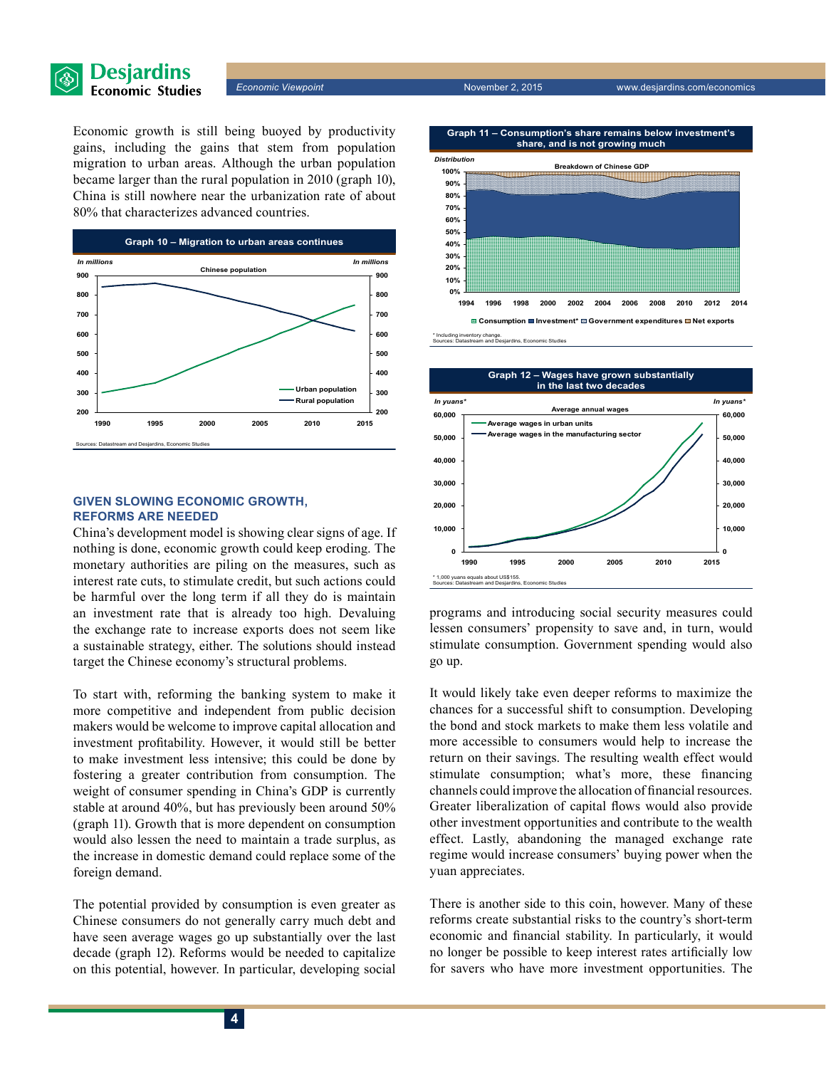Economic growth is still being buoyed by productivity gains, including the gains that stem from population migration to urban areas. Although the urban population became larger than the rural population in 2010 (graph 10), China is still nowhere near the urbanization rate of about 80% that characterizes advanced countries.

**Graph 10 – Migration to urban areas continues**

Sources: Datastream and Desjardins, Economic Studies

### GIVEN SLOWING ECONOMIC GROWTH, REFORMS ARE NEEDED

China's development model is showing clear signs of age. If nothing is done, economic growth could keep eroding. The monetary authorities are piling on the measures, such as interest rate cuts, to stimulate credit, but such actions could be harmful over the long term if all they do is maintain an investment rate that is already too high. Devaluing the exchange rate to increase exports does not seem like a sustainable strategy, either. The solutions should instead target the Chinese economy's structural problems.

To start with, reforming the banking system to make it more competitive and independent from public decision makers would be welcome to improve capital allocation and investment profitability. However, it would still be better to make investment less intensive; this could be done by fostering a greater contribution from consumption. The weight of consumer spending in China's GDP is currently stable at around 40%, but has previously been around 50% (graph 11). Growth that is more dependent on consumption would also lessen the need to maintain a trade surplus, as the increase in domestic demand could replace some of the foreign demand.

The potential provided by consumption is even greater as Chinese consumers do not generally carry much debt and have seen average wages go up substantially over the last decade (graph 12). Reforms would be needed to capitalize on this potential, however. In particular, developing social programs and introducing social security measures could lessen consumers' propensity to save and, in turn, would stimulate consumption. Government spending would also go up.

**Graph 11 – Consumption's share remains below investment's share, and is not growing much**

\* Including inventory change.
Sources: Datastream and Desjardins, Economic Studies

**Graph 12 – Wages have grown substantially in the last two decades**

\* 1,000 yuans equals about US$155.
Sources: Datastream and Desjardins, Economic Studies

It would likely take even deeper reforms to maximize the chances for a successful shift to consumption. Developing the bond and stock markets to make them less volatile and more accessible to consumers would help to increase the return on their savings. The resulting wealth effect would stimulate consumption; what's more, these financing channels could improve the allocation of financial resources. Greater liberalization of capital flows would also provide other investment opportunities and contribute to the wealth effect. Lastly, abandoning the managed exchange rate regime would increase consumers' buying power when the yuan appreciates.

There is another side to this coin, however. Many of these reforms create substantial risks to the country's short-term economic and financial stability. In particularly, it would no longer be possible to keep interest rates artificially low for savers who have more investment opportunities. The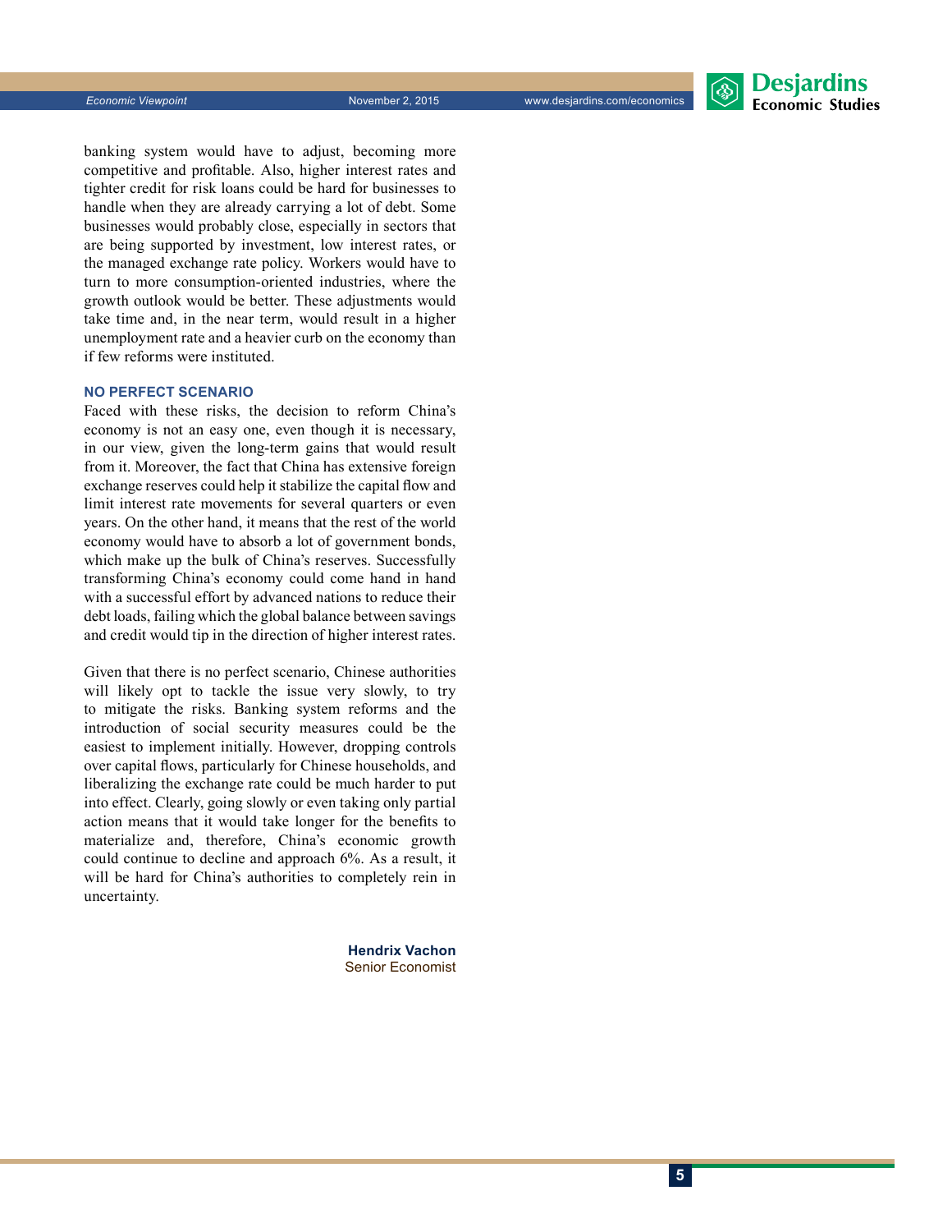banking system would have to adjust, becoming more competitive and profitable. Also, higher interest rates and tighter credit for risk loans could be hard for businesses to handle when they are already carrying a lot of debt. Some businesses would probably close, especially in sectors that are being supported by investment, low interest rates, or the managed exchange rate policy. Workers would have to turn to more consumption-oriented industries, where the growth outlook would be better. These adjustments would take time and, in the near term, would result in a higher unemployment rate and a heavier curb on the economy than if few reforms were instituted.

### NO PERFECT SCENARIO

Faced with these risks, the decision to reform China's economy is not an easy one, even though it is necessary, in our view, given the long-term gains that would result from it. Moreover, the fact that China has extensive foreign exchange reserves could help it stabilize the capital flow and limit interest rate movements for several quarters or even years. On the other hand, it means that the rest of the world economy would have to absorb a lot of government bonds, which make up the bulk of China's reserves. Successfully transforming China's economy could come hand in hand with a successful effort by advanced nations to reduce their debt loads, failing which the global balance between savings and credit would tip in the direction of higher interest rates.

Given that there is no perfect scenario, Chinese authorities will likely opt to tackle the issue very slowly, to try to mitigate the risks. Banking system reforms and the introduction of social security measures could be the easiest to implement initially. However, dropping controls over capital flows, particularly for Chinese households, and liberalizing the exchange rate could be much harder to put into effect. Clearly, going slowly or even taking only partial action means that it would take longer for the benefits to materialize and, therefore, China's economic growth could continue to decline and approach 6%. As a result, it will be hard for China's authorities to completely rein in uncertainty.

**Hendrix Vachon**
Senior Economist